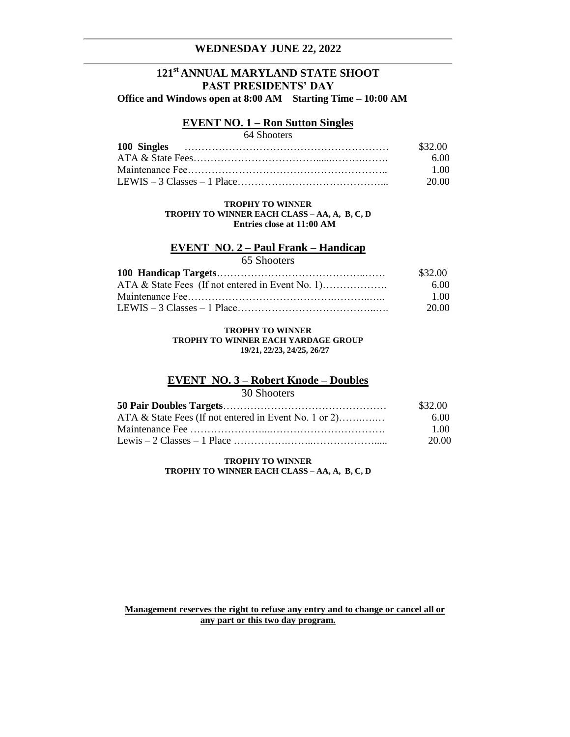## WEDNESDAY JUNE 22, 2022

# 121st ANNUAL MARYLAND STATE SHOOT
## PAST PRESIDENTS' DAY

**Office and Windows open at 8:00 AM    Starting Time – 10:00 AM**

### EVENT NO. 1 – Ron Sutton Singles

64 Shooters

| | |
|---|---|
| **100 Singles** | $32.00 |
| ATA & State Fees | 6.00 |
| Maintenance Fee | 1.00 |
| LEWIS – 3 Classes – 1 Place | 20.00 |

**TROPHY TO WINNER**
**TROPHY TO WINNER EACH CLASS – AA, A, B, C, D**
**Entries close at 11:00 AM**

### EVENT NO. 2 – Paul Frank – Handicap

65 Shooters

| | |
|---|---|
| **100 Handicap Targets** | $32.00 |
| ATA & State Fees (If not entered in Event No. 1) | 6.00 |
| Maintenance Fee | 1.00 |
| LEWIS – 3 Classes – 1 Place | 20.00 |

**TROPHY TO WINNER**
**TROPHY TO WINNER EACH YARDAGE GROUP**
**19/21, 22/23, 24/25, 26/27**

### EVENT NO. 3 – Robert Knode – Doubles

30 Shooters

| | |
|---|---|
| **50 Pair Doubles Targets** | $32.00 |
| ATA & State Fees (If not entered in Event No. 1 or 2) | 6.00 |
| Maintenance Fee | 1.00 |
| Lewis – 2 Classes – 1 Place | 20.00 |

**TROPHY TO WINNER**
**TROPHY TO WINNER EACH CLASS – AA, A, B, C, D**

**Management reserves the right to refuse any entry and to change or cancel all or any part or this two day program.**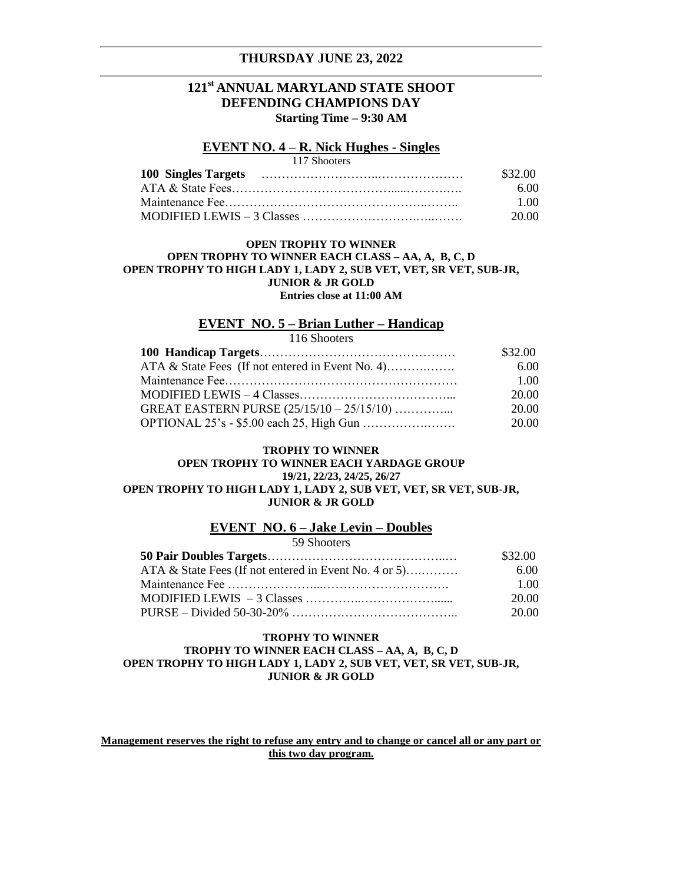## THURSDAY JUNE 23, 2022

## 121st ANNUAL MARYLAND STATE SHOOT
## DEFENDING CHAMPIONS DAY

**Starting Time – 9:30 AM**

### EVENT NO. 4 – R. Nick Hughes - Singles

117 Shooters

| | |
|---|---|
| **100 Singles Targets** | $32.00 |
| ATA & State Fees | 6.00 |
| Maintenance Fee | 1.00 |
| MODIFIED LEWIS – 3 Classes | 20.00 |

**OPEN TROPHY TO WINNER**
**OPEN TROPHY TO WINNER EACH CLASS – AA, A, B, C, D**
**OPEN TROPHY TO HIGH LADY 1, LADY 2, SUB VET, VET, SR VET, SUB-JR, JUNIOR & JR GOLD**
**Entries close at 11:00 AM**

### EVENT NO. 5 – Brian Luther – Handicap

116 Shooters

| | |
|---|---|
| **100 Handicap Targets** | $32.00 |
| ATA & State Fees (If not entered in Event No. 4) | 6.00 |
| Maintenance Fee | 1.00 |
| MODIFIED LEWIS – 4 Classes | 20.00 |
| GREAT EASTERN PURSE (25/15/10 – 25/15/10) | 20.00 |
| OPTIONAL 25's - $5.00 each 25, High Gun | 20.00 |

**TROPHY TO WINNER**
**OPEN TROPHY TO WINNER EACH YARDAGE GROUP**
**19/21, 22/23, 24/25, 26/27**
**OPEN TROPHY TO HIGH LADY 1, LADY 2, SUB VET, VET, SR VET, SUB-JR, JUNIOR & JR GOLD**

### EVENT NO. 6 – Jake Levin – Doubles

59 Shooters

| | |
|---|---|
| **50 Pair Doubles Targets** | $32.00 |
| ATA & State Fees (If not entered in Event No. 4 or 5) | 6.00 |
| Maintenance Fee | 1.00 |
| MODIFIED LEWIS – 3 Classes | 20.00 |
| PURSE – Divided 50-30-20% | 20.00 |

**TROPHY TO WINNER**
**TROPHY TO WINNER EACH CLASS – AA, A, B, C, D**
**OPEN TROPHY TO HIGH LADY 1, LADY 2, SUB VET, VET, SR VET, SUB-JR, JUNIOR & JR GOLD**

**Management reserves the right to refuse any entry and to change or cancel all or any part or this two day program.**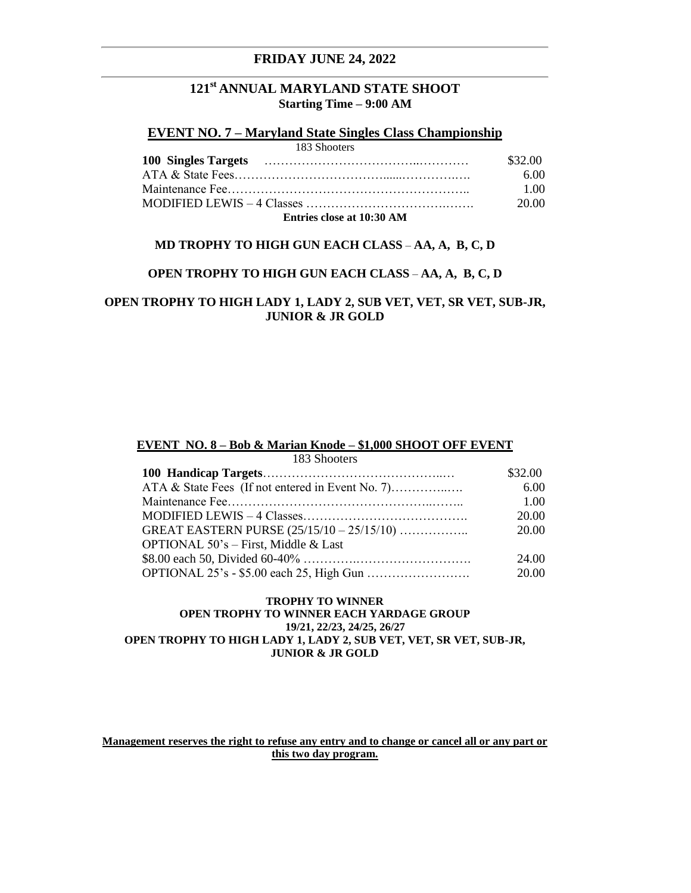## FRIDAY JUNE 24, 2022

## 121st ANNUAL MARYLAND STATE SHOOT

**Starting Time – 9:00 AM**

### EVENT NO. 7 – Maryland State Singles Class Championship

183 Shooters

| | |
|---|---|
| **100 Singles Targets** | $32.00 |
| ATA & State Fees | 6.00 |
| Maintenance Fee | 1.00 |
| MODIFIED LEWIS – 4 Classes | 20.00 |

**Entries close at 10:30 AM**

**MD TROPHY TO HIGH GUN EACH CLASS – AA, A, B, C, D**

**OPEN TROPHY TO HIGH GUN EACH CLASS – AA, A, B, C, D**

**OPEN TROPHY TO HIGH LADY 1, LADY 2, SUB VET, VET, SR VET, SUB-JR, JUNIOR & JR GOLD**

### EVENT NO. 8 – Bob & Marian Knode – $1,000 SHOOT OFF EVENT

183 Shooters

| | |
|---|---|
| **100 Handicap Targets** | $32.00 |
| ATA & State Fees (If not entered in Event No. 7) | 6.00 |
| Maintenance Fee | 1.00 |
| MODIFIED LEWIS – 4 Classes | 20.00 |
| GREAT EASTERN PURSE (25/15/10 – 25/15/10) | 20.00 |
| OPTIONAL 50's – First, Middle & Last | |
| $8.00 each 50, Divided 60-40% | 24.00 |
| OPTIONAL 25's - $5.00 each 25, High Gun | 20.00 |

**TROPHY TO WINNER**

**OPEN TROPHY TO WINNER EACH YARDAGE GROUP**

**19/21, 22/23, 24/25, 26/27**

**OPEN TROPHY TO HIGH LADY 1, LADY 2, SUB VET, VET, SR VET, SUB-JR, JUNIOR & JR GOLD**

**Management reserves the right to refuse any entry and to change or cancel all or any part or this two day program.**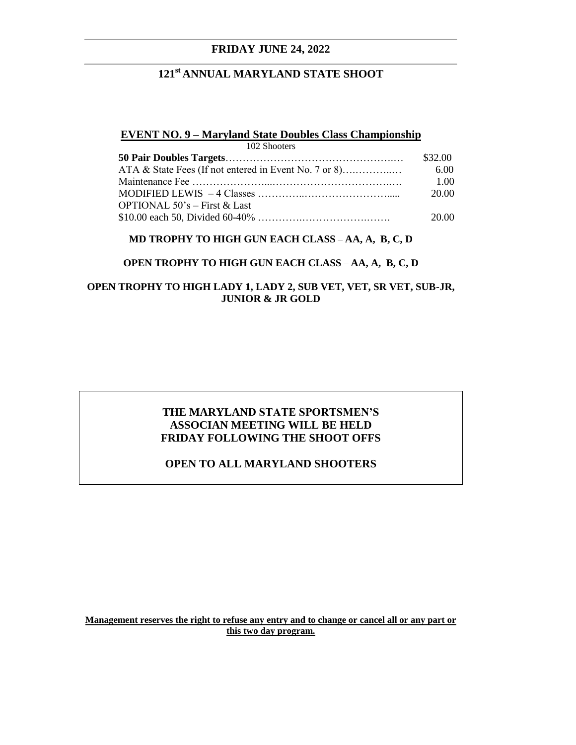## FRIDAY JUNE 24, 2022

## 121st ANNUAL MARYLAND STATE SHOOT

### EVENT NO. 9 – Maryland State Doubles Class Championship

102 Shooters

| | |
|---|---|
| **50 Pair Doubles Targets** | $32.00 |
| ATA & State Fees (If not entered in Event No. 7 or 8) | 6.00 |
| Maintenance Fee | 1.00 |
| MODIFIED LEWIS – 4 Classes | 20.00 |
| OPTIONAL 50's – First & Last<br>$10.00 each 50, Divided 60-40% | 20.00 |

**MD TROPHY TO HIGH GUN EACH CLASS – AA, A, B, C, D**

**OPEN TROPHY TO HIGH GUN EACH CLASS – AA, A, B, C, D**

**OPEN TROPHY TO HIGH LADY 1, LADY 2, SUB VET, VET, SR VET, SUB-JR, JUNIOR & JR GOLD**

**THE MARYLAND STATE SPORTSMEN'S ASSOCIAN MEETING WILL BE HELD FRIDAY FOLLOWING THE SHOOT OFFS**

**OPEN TO ALL MARYLAND SHOOTERS**

**Management reserves the right to refuse any entry and to change or cancel all or any part or this two day program.**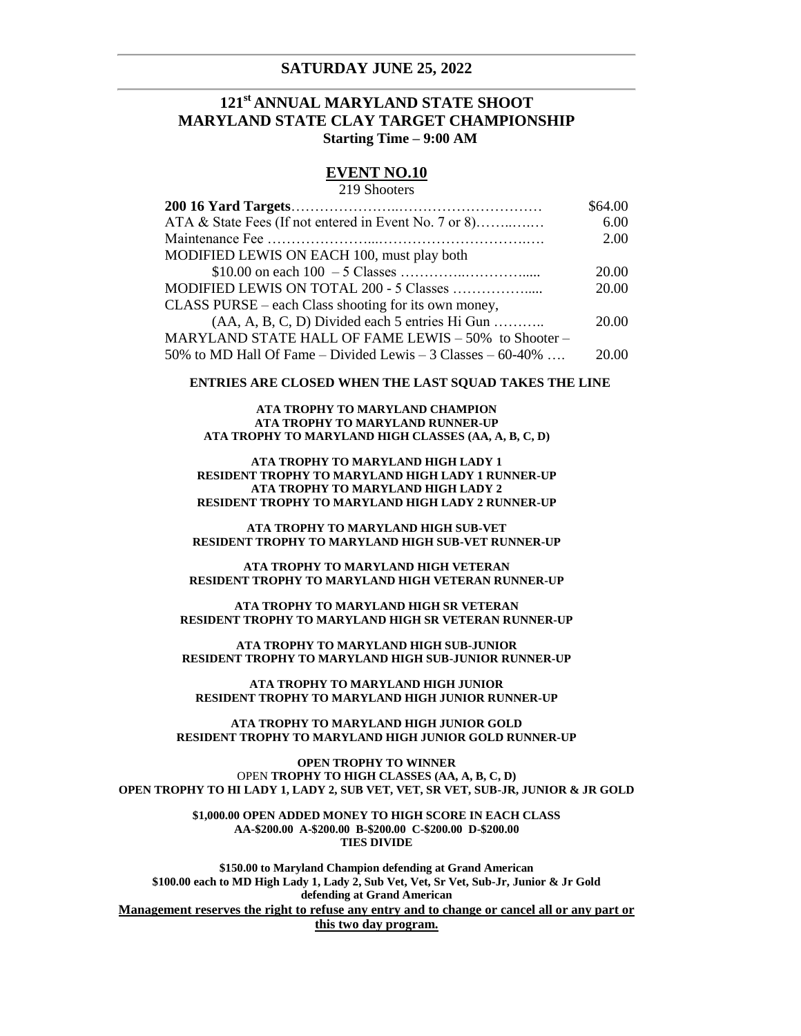## SATURDAY JUNE 25, 2022

## 121st ANNUAL MARYLAND STATE SHOOT
## MARYLAND STATE CLAY TARGET CHAMPIONSHIP
**Starting Time – 9:00 AM**

### EVENT NO.10
219 Shooters

| | |
|---|---|
| **200 16 Yard Targets** | $64.00 |
| ATA & State Fees (If not entered in Event No. 7 or 8) | 6.00 |
| Maintenance Fee | 2.00 |
| MODIFIED LEWIS ON EACH 100, must play both $10.00 on each 100 – 5 Classes | 20.00 |
| MODIFIED LEWIS ON TOTAL 200 - 5 Classes | 20.00 |
| CLASS PURSE – each Class shooting for its own money, (AA, A, B, C, D) Divided each 5 entries Hi Gun | 20.00 |
| MARYLAND STATE HALL OF FAME LEWIS – 50% to Shooter – 50% to MD Hall Of Fame – Divided Lewis – 3 Classes – 60-40% | 20.00 |

**ENTRIES ARE CLOSED WHEN THE LAST SQUAD TAKES THE LINE**

**ATA TROPHY TO MARYLAND CHAMPION**
**ATA TROPHY TO MARYLAND RUNNER-UP**
**ATA TROPHY TO MARYLAND HIGH CLASSES (AA, A, B, C, D)**

**ATA TROPHY TO MARYLAND HIGH LADY 1**
**RESIDENT TROPHY TO MARYLAND HIGH LADY 1 RUNNER-UP**
**ATA TROPHY TO MARYLAND HIGH LADY 2**
**RESIDENT TROPHY TO MARYLAND HIGH LADY 2 RUNNER-UP**

**ATA TROPHY TO MARYLAND HIGH SUB-VET**
**RESIDENT TROPHY TO MARYLAND HIGH SUB-VET RUNNER-UP**

**ATA TROPHY TO MARYLAND HIGH VETERAN**
**RESIDENT TROPHY TO MARYLAND HIGH VETERAN RUNNER-UP**

**ATA TROPHY TO MARYLAND HIGH SR VETERAN**
**RESIDENT TROPHY TO MARYLAND HIGH SR VETERAN RUNNER-UP**

**ATA TROPHY TO MARYLAND HIGH SUB-JUNIOR**
**RESIDENT TROPHY TO MARYLAND HIGH SUB-JUNIOR RUNNER-UP**

**ATA TROPHY TO MARYLAND HIGH JUNIOR**
**RESIDENT TROPHY TO MARYLAND HIGH JUNIOR RUNNER-UP**

**ATA TROPHY TO MARYLAND HIGH JUNIOR GOLD**
**RESIDENT TROPHY TO MARYLAND HIGH JUNIOR GOLD RUNNER-UP**

**OPEN TROPHY TO WINNER**
OPEN **TROPHY TO HIGH CLASSES (AA, A, B, C, D)**
**OPEN TROPHY TO HI LADY 1, LADY 2, SUB VET, VET, SR VET, SUB-JR, JUNIOR & JR GOLD**

**$1,000.00 OPEN ADDED MONEY TO HIGH SCORE IN EACH CLASS**
**AA-$200.00 A-$200.00 B-$200.00 C-$200.00 D-$200.00**
**TIES DIVIDE**

**$150.00 to Maryland Champion defending at Grand American**
**$100.00 each to MD High Lady 1, Lady 2, Sub Vet, Vet, Sr Vet, Sub-Jr, Junior & Jr Gold defending at Grand American**

**Management reserves the right to refuse any entry and to change or cancel all or any part or this two day program.**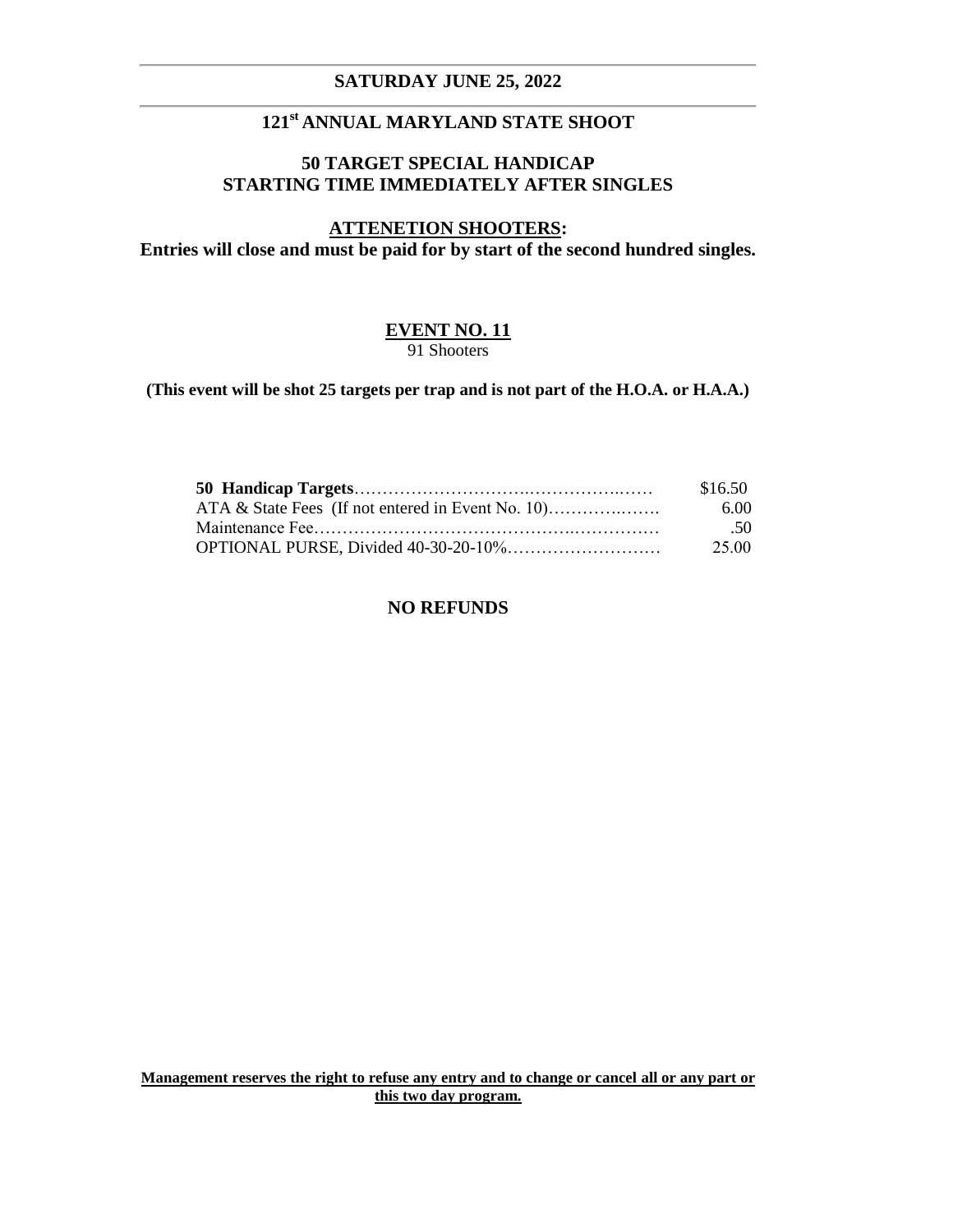## SATURDAY JUNE 25, 2022

## 121st ANNUAL MARYLAND STATE SHOOT

### 50 TARGET SPECIAL HANDICAP
### STARTING TIME IMMEDIATELY AFTER SINGLES

**ATTENETION SHOOTERS:**
**Entries will close and must be paid for by start of the second hundred singles.**

### EVENT NO. 11

91 Shooters

**(This event will be shot 25 targets per trap and is not part of the H.O.A. or H.A.A.)**

| | |
|---|---|
| **50 Handicap Targets** | $16.50 |
| ATA & State Fees (If not entered in Event No. 10) | 6.00 |
| Maintenance Fee | .50 |
| OPTIONAL PURSE, Divided 40-30-20-10% | 25.00 |

**NO REFUNDS**

**Management reserves the right to refuse any entry and to change or cancel all or any part or this two day program.**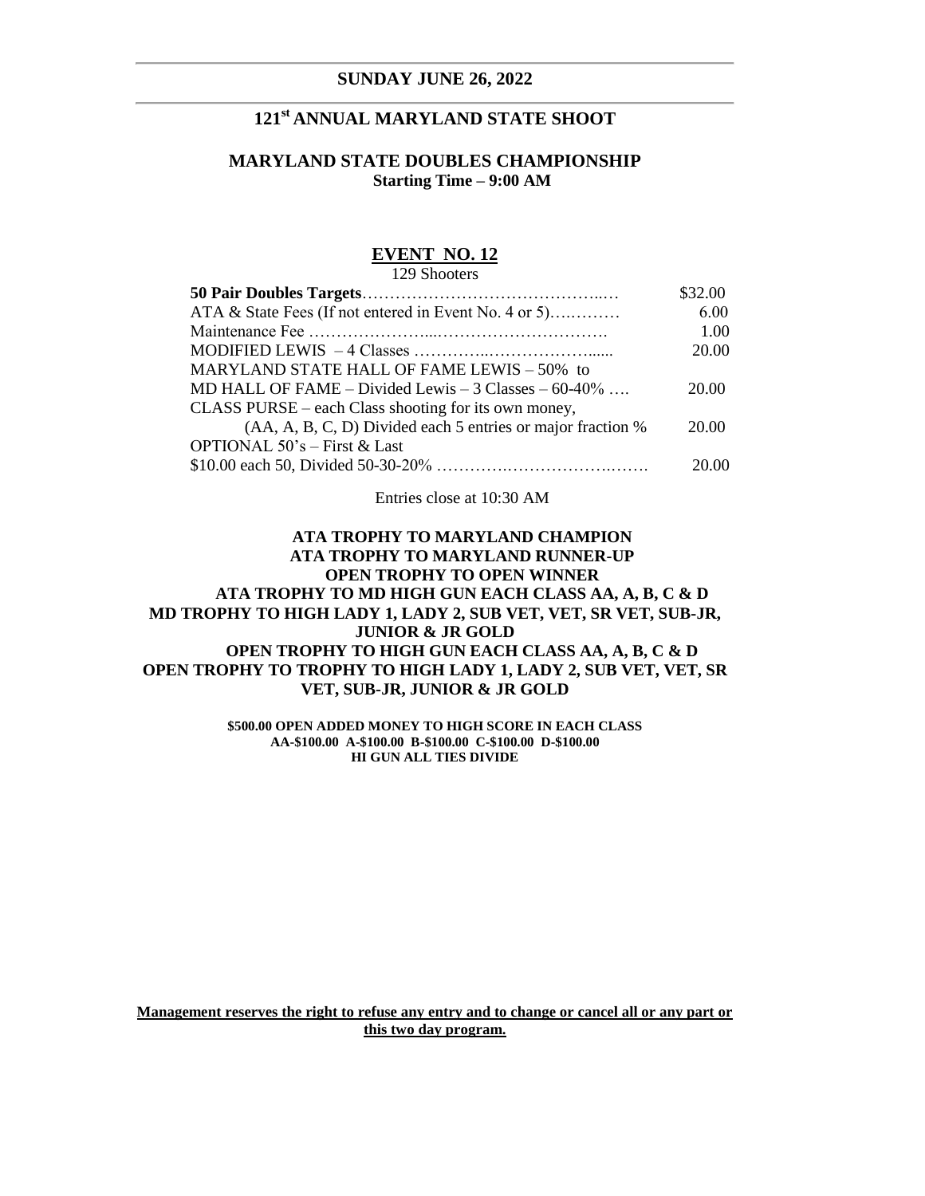## SUNDAY JUNE 26, 2022

## 121st ANNUAL MARYLAND STATE SHOOT

### MARYLAND STATE DOUBLES CHAMPIONSHIP

**Starting Time – 9:00 AM**

### EVENT NO. 12

129 Shooters

| | |
|---|---|
| **50 Pair Doubles Targets**…………………………………..… | $32.00 |
| ATA & State Fees (If not entered in Event No. 4 or 5)….……… | 6.00 |
| Maintenance Fee …………………...…………………………. | 1.00 |
| MODIFIED LEWIS – 4 Classes …………..………………...... | 20.00 |
| MARYLAND STATE HALL OF FAME LEWIS – 50% to MD HALL OF FAME – Divided Lewis – 3 Classes – 60-40% …. | 20.00 |
| CLASS PURSE – each Class shooting for its own money, (AA, A, B, C, D) Divided each 5 entries or major fraction % | 20.00 |
| OPTIONAL 50's – First & Last $10.00 each 50, Divided 50-30-20% ………….……………….……. | 20.00 |

Entries close at 10:30 AM

**ATA TROPHY TO MARYLAND CHAMPION**
**ATA TROPHY TO MARYLAND RUNNER-UP**
**OPEN TROPHY TO OPEN WINNER**
**ATA TROPHY TO MD HIGH GUN EACH CLASS AA, A, B, C & D**
**MD TROPHY TO HIGH LADY 1, LADY 2, SUB VET, VET, SR VET, SUB-JR, JUNIOR & JR GOLD**
**OPEN TROPHY TO HIGH GUN EACH CLASS AA, A, B, C & D**
**OPEN TROPHY TO TROPHY TO HIGH LADY 1, LADY 2, SUB VET, VET, SR VET, SUB-JR, JUNIOR & JR GOLD**

**$500.00 OPEN ADDED MONEY TO HIGH SCORE IN EACH CLASS**
**AA-$100.00 A-$100.00 B-$100.00 C-$100.00 D-$100.00**
**HI GUN ALL TIES DIVIDE**

**Management reserves the right to refuse any entry and to change or cancel all or any part or this two day program.**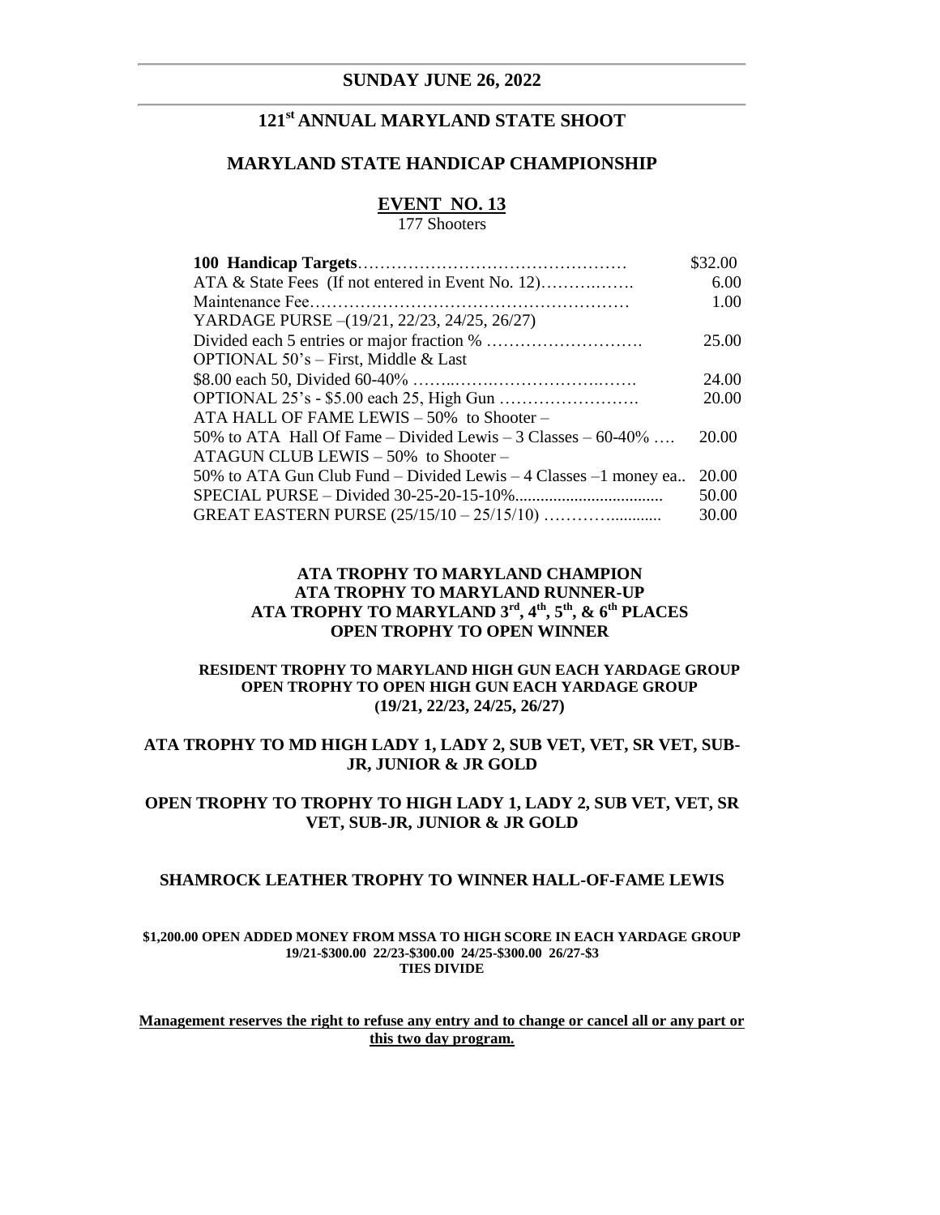## SUNDAY JUNE 26, 2022

# 121st ANNUAL MARYLAND STATE SHOOT

## MARYLAND STATE HANDICAP CHAMPIONSHIP

### EVENT NO. 13

177 Shooters

| | |
|---|---|
| **100 Handicap Targets**………………………………………… | $32.00 |
| ATA & State Fees (If not entered in Event No. 12)……….……. | 6.00 |
| Maintenance Fee………………………………………………… | 1.00 |
| YARDAGE PURSE –(19/21, 22/23, 24/25, 26/27) | |
| Divided each 5 entries or major fraction % ………………………. | 25.00 |
| OPTIONAL 50's – First, Middle & Last | |
| $8.00 each 50, Divided 60-40% ……..……….…………….……. | 24.00 |
| OPTIONAL 25's - $5.00 each 25, High Gun ……………………. | 20.00 |
| ATA HALL OF FAME LEWIS – 50% to Shooter – | |
| 50% to ATA Hall Of Fame – Divided Lewis – 3 Classes – 60-40% …. | 20.00 |
| ATAGUN CLUB LEWIS – 50% to Shooter – | |
| 50% to ATA Gun Club Fund – Divided Lewis – 4 Classes –1 money ea.. | 20.00 |
| SPECIAL PURSE – Divided 30-25-20-15-10%.................................. | 50.00 |
| GREAT EASTERN PURSE (25/15/10 – 25/15/10) ………............ | 30.00 |

**ATA TROPHY TO MARYLAND CHAMPION**
**ATA TROPHY TO MARYLAND RUNNER-UP**
**ATA TROPHY TO MARYLAND 3rd, 4th, 5th, & 6th PLACES**
**OPEN TROPHY TO OPEN WINNER**

**RESIDENT TROPHY TO MARYLAND HIGH GUN EACH YARDAGE GROUP**
**OPEN TROPHY TO OPEN HIGH GUN EACH YARDAGE GROUP**
**(19/21, 22/23, 24/25, 26/27)**

**ATA TROPHY TO MD HIGH LADY 1, LADY 2, SUB VET, VET, SR VET, SUB-JR, JUNIOR & JR GOLD**

**OPEN TROPHY TO TROPHY TO HIGH LADY 1, LADY 2, SUB VET, VET, SR VET, SUB-JR, JUNIOR & JR GOLD**

**SHAMROCK LEATHER TROPHY TO WINNER HALL-OF-FAME LEWIS**

**$1,200.00 OPEN ADDED MONEY FROM MSSA TO HIGH SCORE IN EACH YARDAGE GROUP**
**19/21-$300.00 22/23-$300.00 24/25-$300.00 26/27-$3**
**TIES DIVIDE**

**Management reserves the right to refuse any entry and to change or cancel all or any part or this two day program.**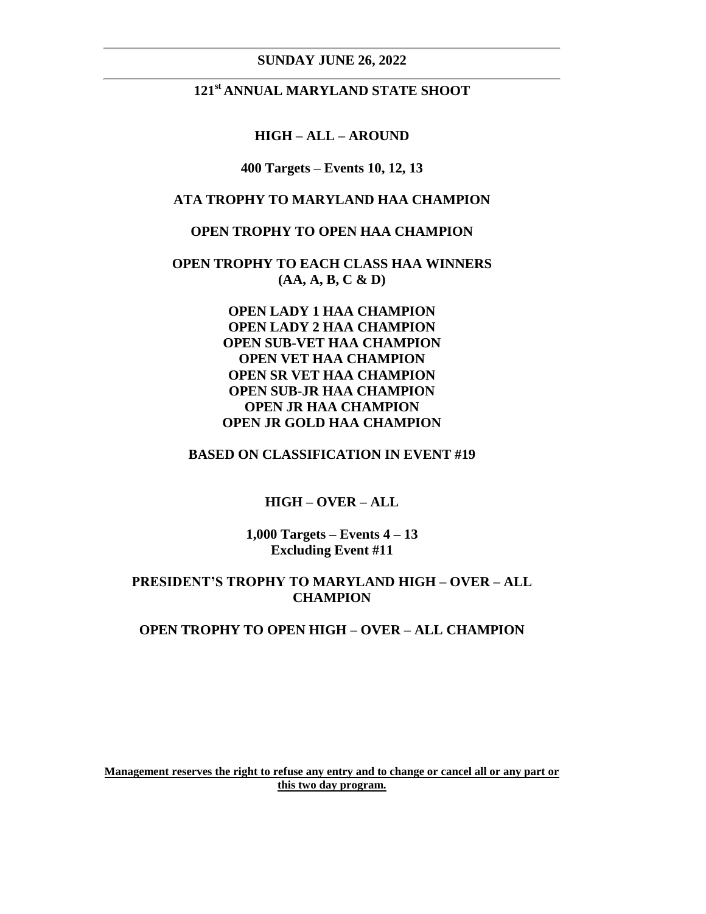## SUNDAY JUNE 26, 2022

## 121st ANNUAL MARYLAND STATE SHOOT

### HIGH – ALL – AROUND

**400 Targets – Events 10, 12, 13**

**ATA TROPHY TO MARYLAND HAA CHAMPION**

**OPEN TROPHY TO OPEN HAA CHAMPION**

**OPEN TROPHY TO EACH CLASS HAA WINNERS (AA, A, B, C & D)**

**OPEN LADY 1 HAA CHAMPION**
**OPEN LADY 2 HAA CHAMPION**
**OPEN SUB-VET HAA CHAMPION**
**OPEN VET HAA CHAMPION**
**OPEN SR VET HAA CHAMPION**
**OPEN SUB-JR HAA CHAMPION**
**OPEN JR HAA CHAMPION**
**OPEN JR GOLD HAA CHAMPION**

**BASED ON CLASSIFICATION IN EVENT #19**

### HIGH – OVER – ALL

**1,000 Targets – Events 4 – 13**
**Excluding Event #11**

**PRESIDENT'S TROPHY TO MARYLAND HIGH – OVER – ALL CHAMPION**

**OPEN TROPHY TO OPEN HIGH – OVER – ALL CHAMPION**

**Management reserves the right to refuse any entry and to change or cancel all or any part or this two day program.**